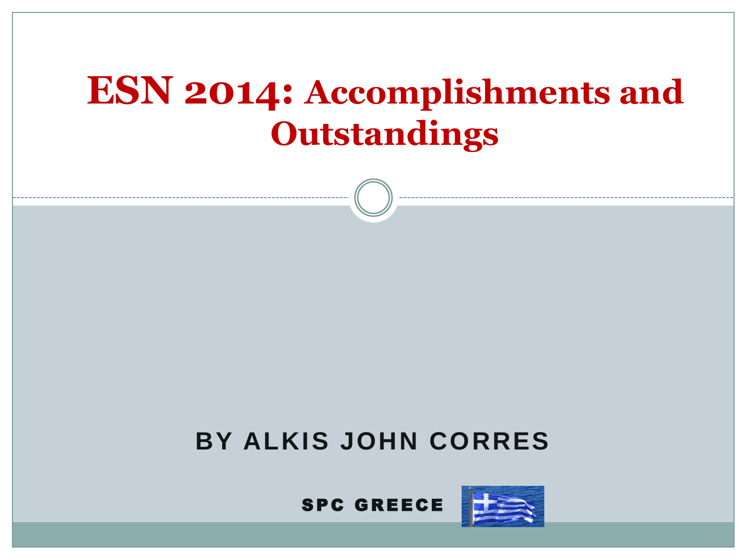# ESN 2014: Accomplishments and Outstandings

BY ALKIS JOHN CORRES

SPC GREECE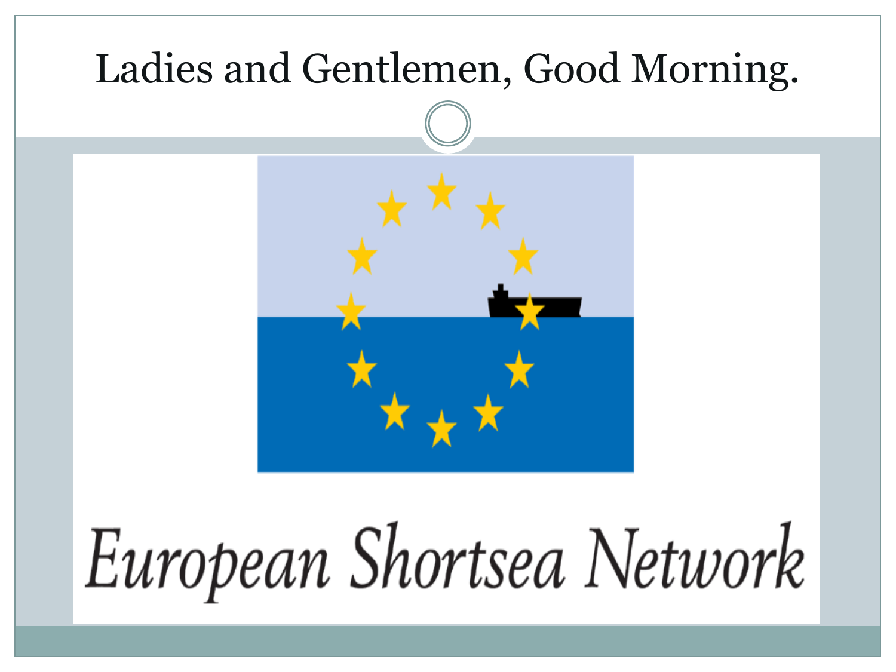# Ladies and Gentlemen, Good Morning.

European Shortsea Network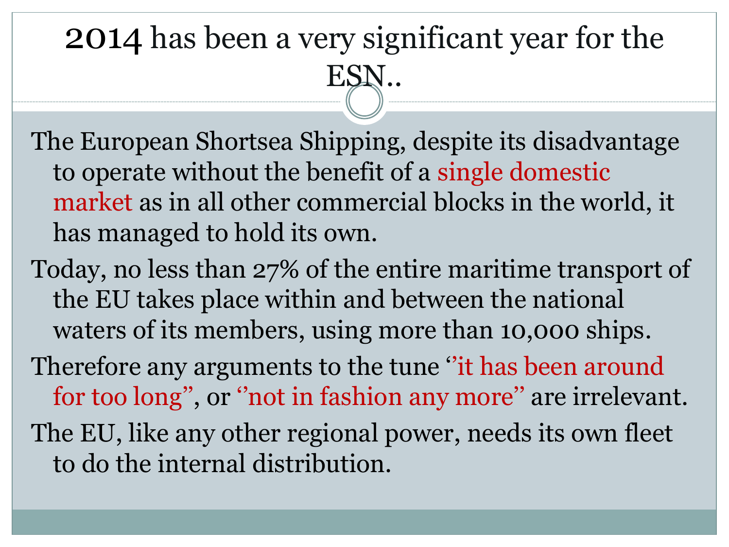# 2014 has been a very significant year for the ESN..

The European Shortsea Shipping, despite its disadvantage to operate without the benefit of a single domestic market as in all other commercial blocks in the world, it has managed to hold its own.

Today, no less than 27% of the entire maritime transport of the EU takes place within and between the national waters of its members, using more than 10,000 ships.

Therefore any arguments to the tune ''it has been around for too long'', or ''not in fashion any more'' are irrelevant.

The EU, like any other regional power, needs its own fleet to do the internal distribution.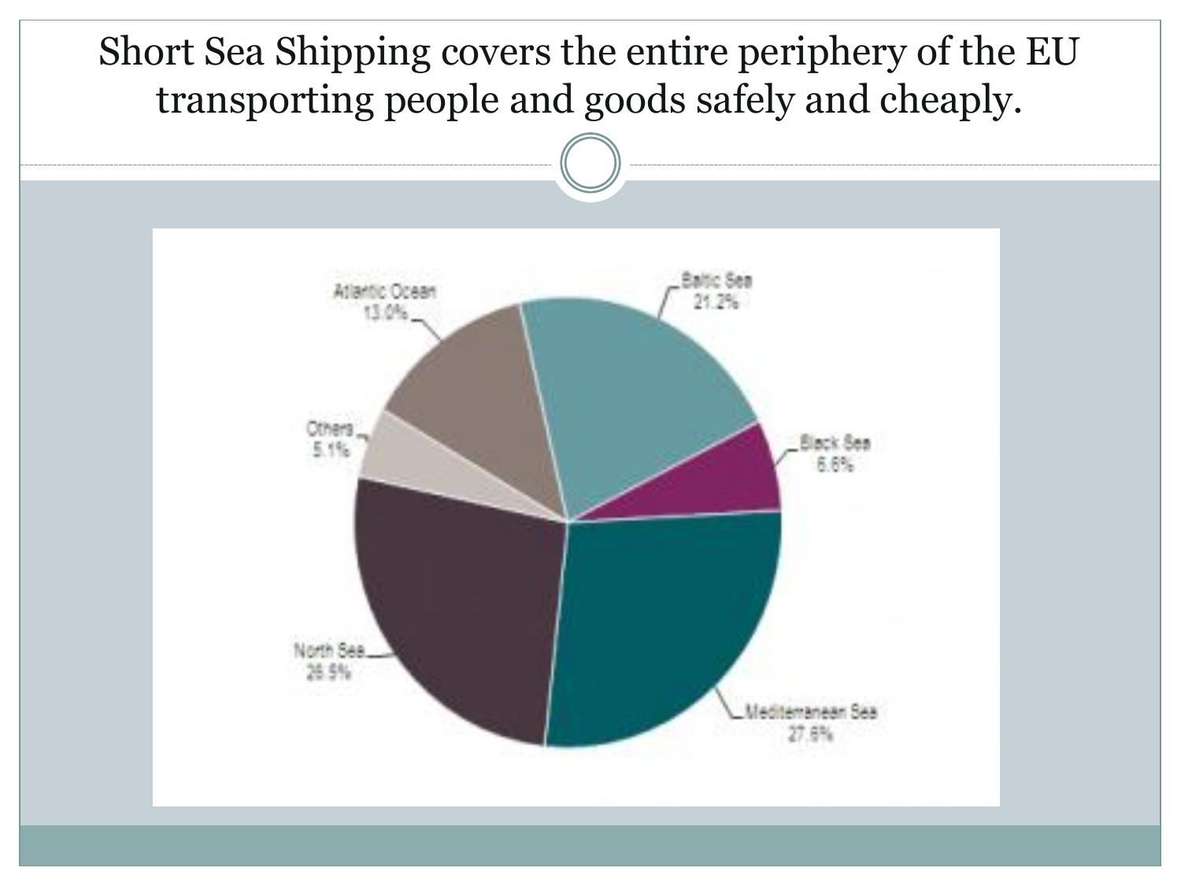# Short Sea Shipping covers the entire periphery of the EU transporting people and goods safely and cheaply.

Atlantic Ocean 13.0%

Baltic Sea 21.2%

Black Sea 6.6%

Mediterranean Sea 27.6%

North Sea 26.5%

Others 5.1%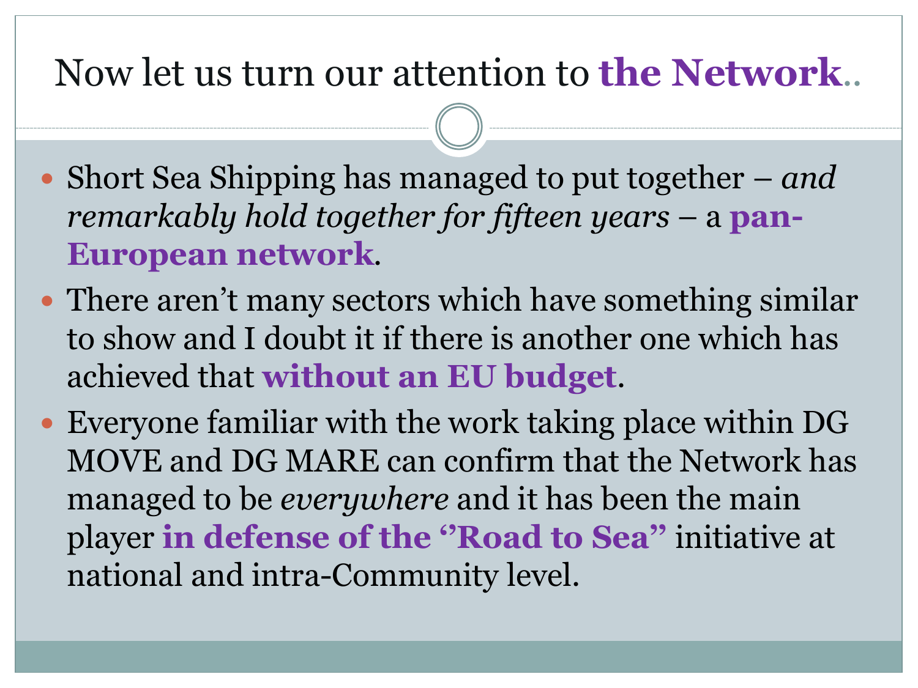# Now let us turn our attention to **the Network**..

- Short Sea Shipping has managed to put together – *and remarkably hold together for fifteen years* – a **pan-European network**.
- There aren't many sectors which have something similar to show and I doubt it if there is another one which has achieved that **without an EU budget**.
- Everyone familiar with the work taking place within DG MOVE and DG MARE can confirm that the Network has managed to be *everywhere* and it has been the main player **in defense of the ''Road to Sea''** initiative at national and intra-Community level.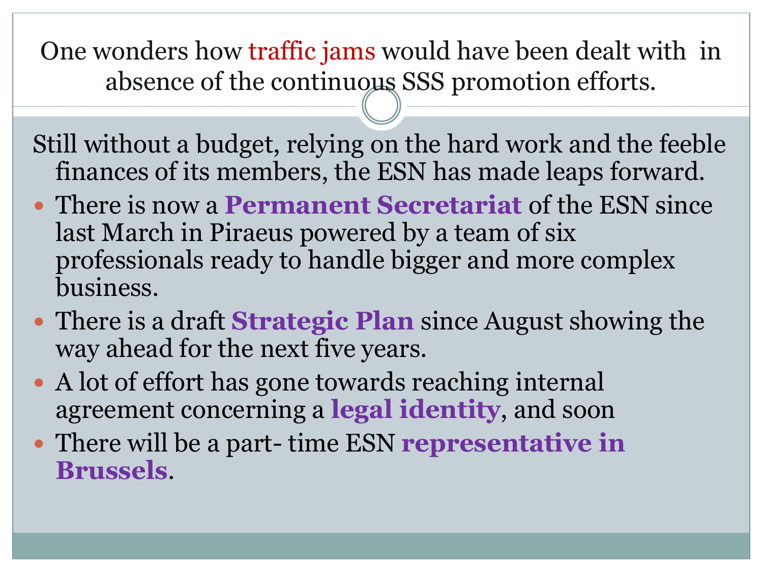# One wonders how traffic jams would have been dealt with in absence of the continuous SSS promotion efforts.

Still without a budget, relying on the hard work and the feeble finances of its members, the ESN has made leaps forward.

- There is now a **Permanent Secretariat** of the ESN since last March in Piraeus powered by a team of six professionals ready to handle bigger and more complex business.
- There is a draft **Strategic Plan** since August showing the way ahead for the next five years.
- A lot of effort has gone towards reaching internal agreement concerning a **legal identity**, and soon
- There will be a part- time ESN **representative in Brussels**.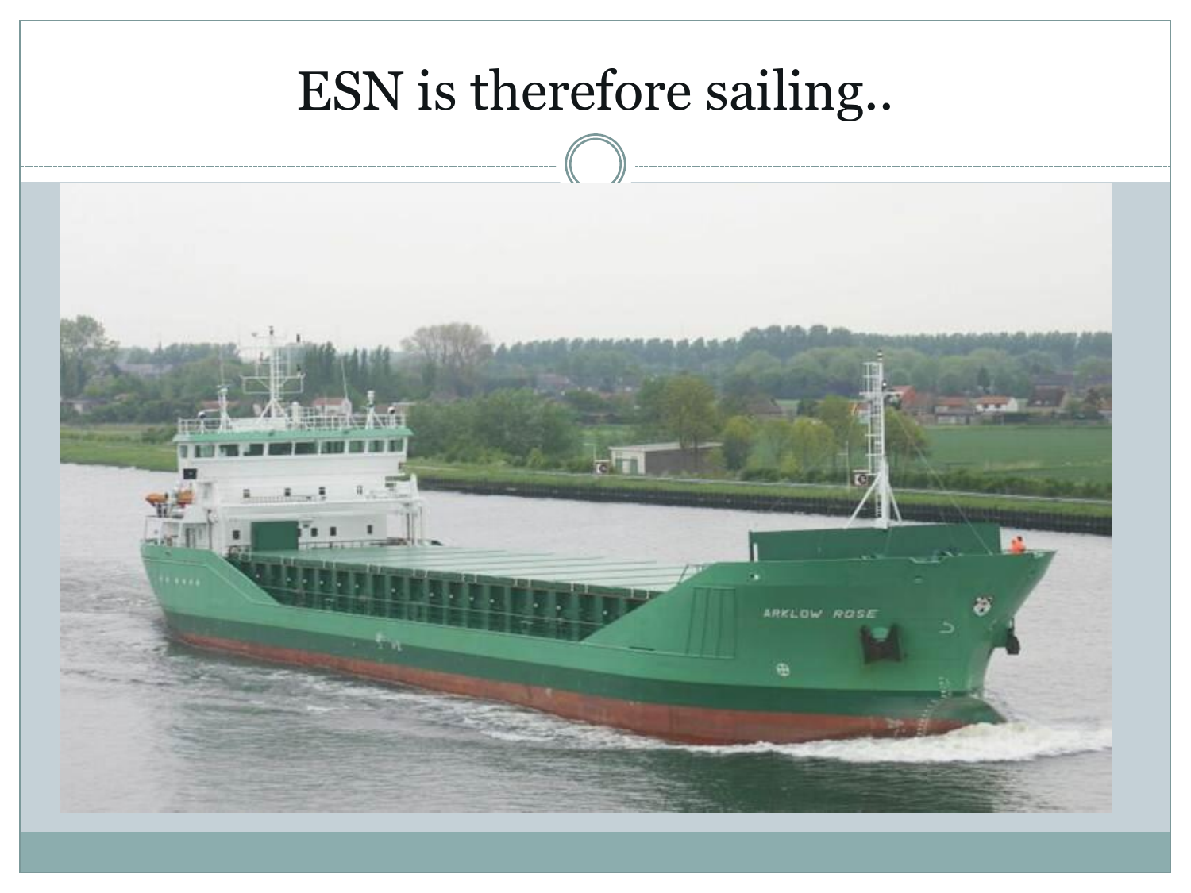# ESN is therefore sailing..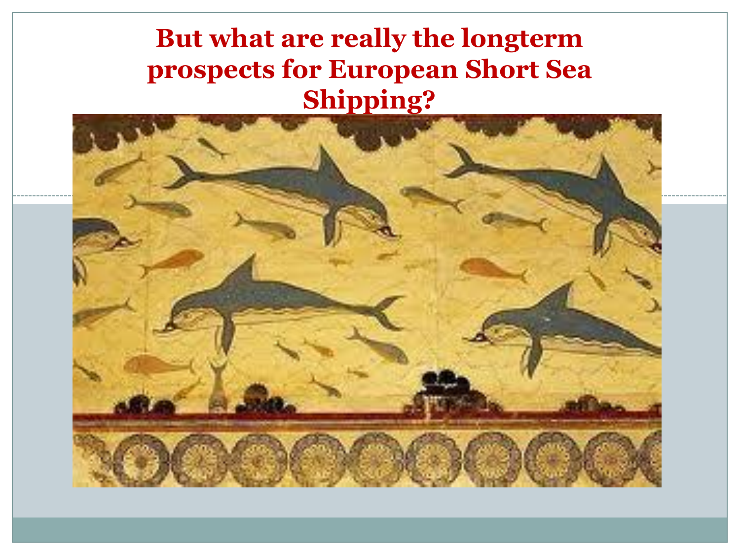# But what are really the longterm prospects for European Short Sea Shipping?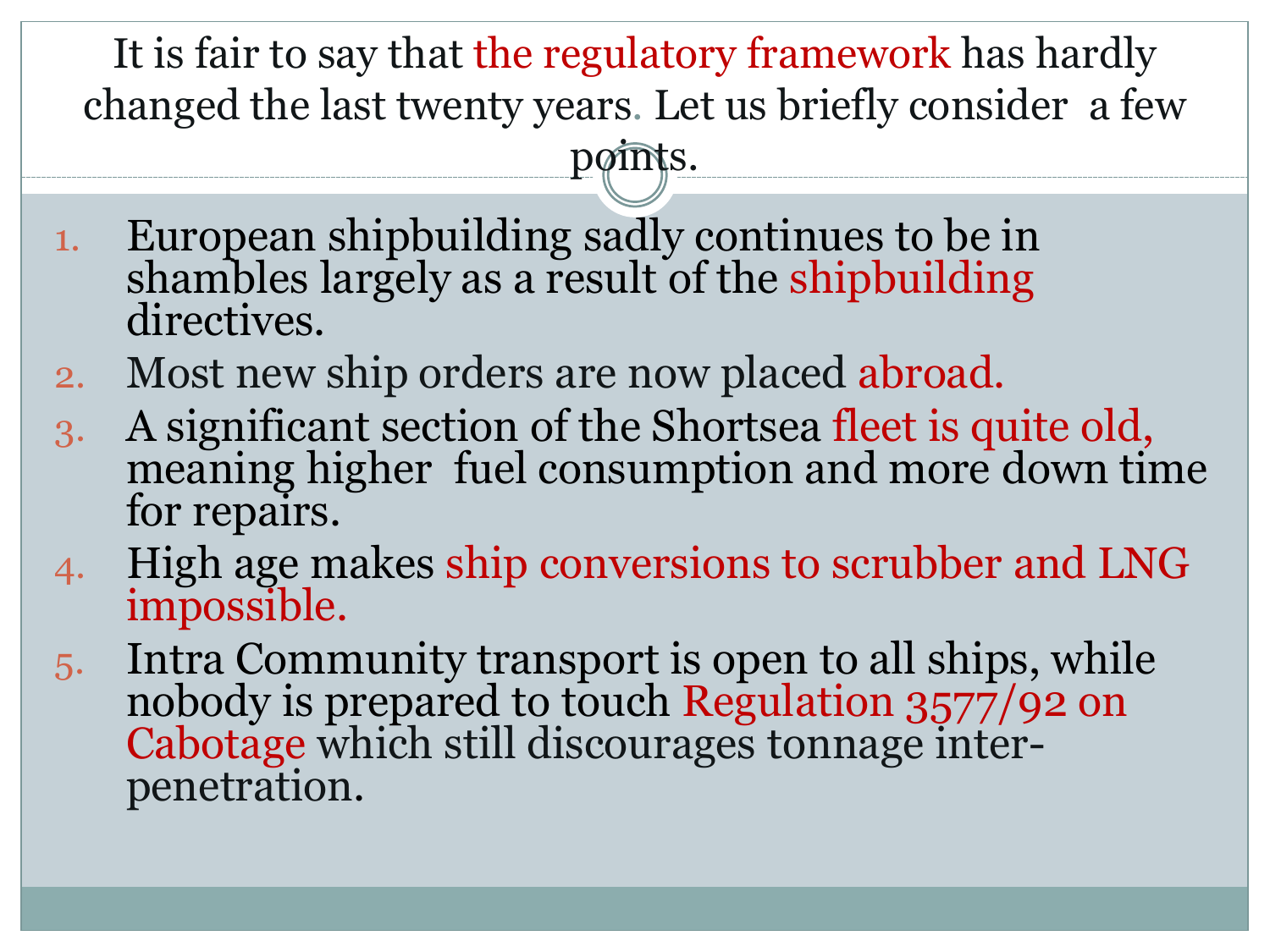It is fair to say that the regulatory framework has hardly changed the last twenty years. Let us briefly consider a few points.

1. European shipbuilding sadly continues to be in shambles largely as a result of the shipbuilding directives.
2. Most new ship orders are now placed abroad.
3. A significant section of the Shortsea fleet is quite old, meaning higher fuel consumption and more down time for repairs.
4. High age makes ship conversions to scrubber and LNG impossible.
5. Intra Community transport is open to all ships, while nobody is prepared to touch Regulation 3577/92 on Cabotage which still discourages tonnage inter-penetration.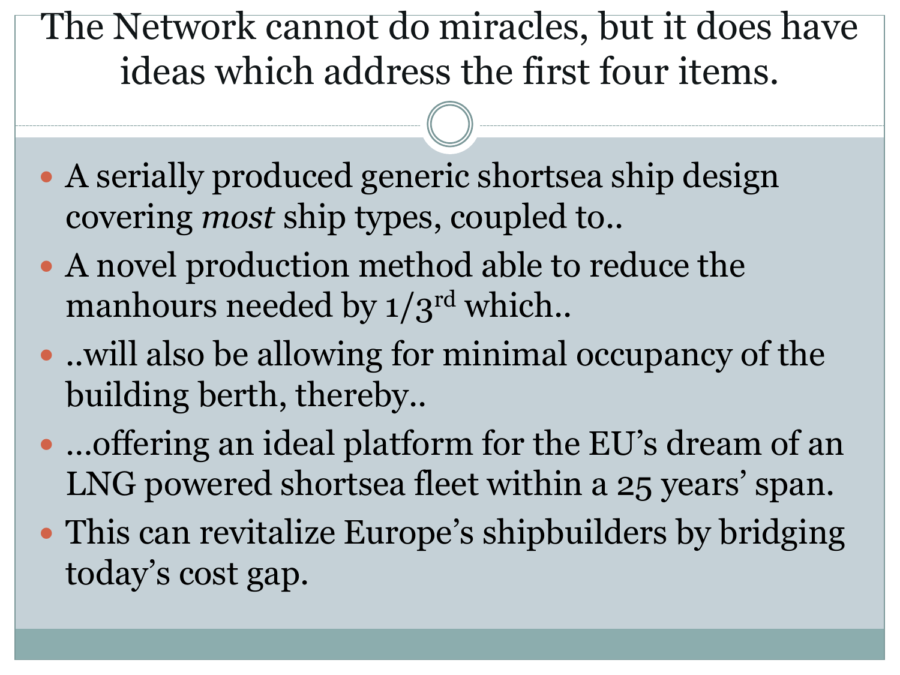# The Network cannot do miracles, but it does have ideas which address the first four items.

- A serially produced generic shortsea ship design covering *most* ship types, coupled to..
- A novel production method able to reduce the manhours needed by 1/3rd which..
- ..will also be allowing for minimal occupancy of the building berth, thereby..
- …offering an ideal platform for the EU's dream of an LNG powered shortsea fleet within a 25 years' span.
- This can revitalize Europe's shipbuilders by bridging today's cost gap.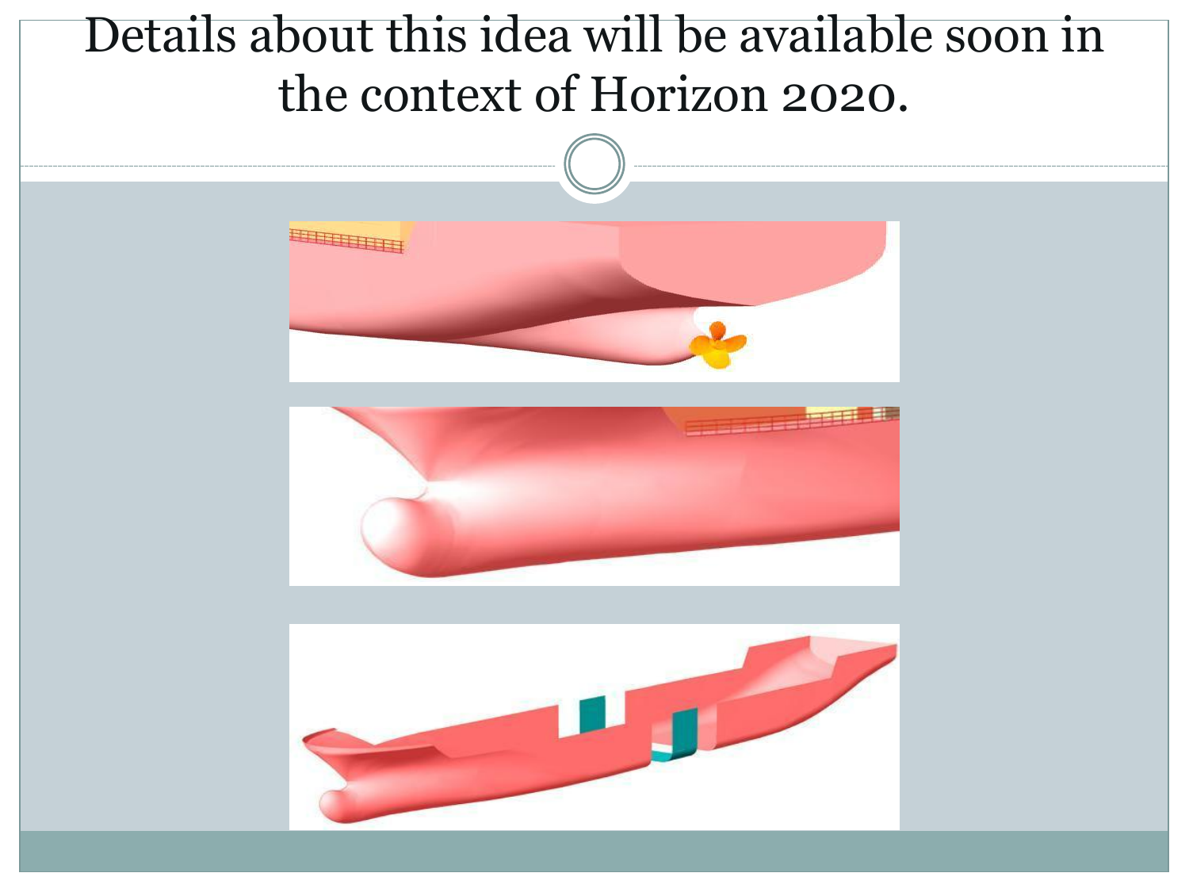# Details about this idea will be available soon in the context of Horizon 2020.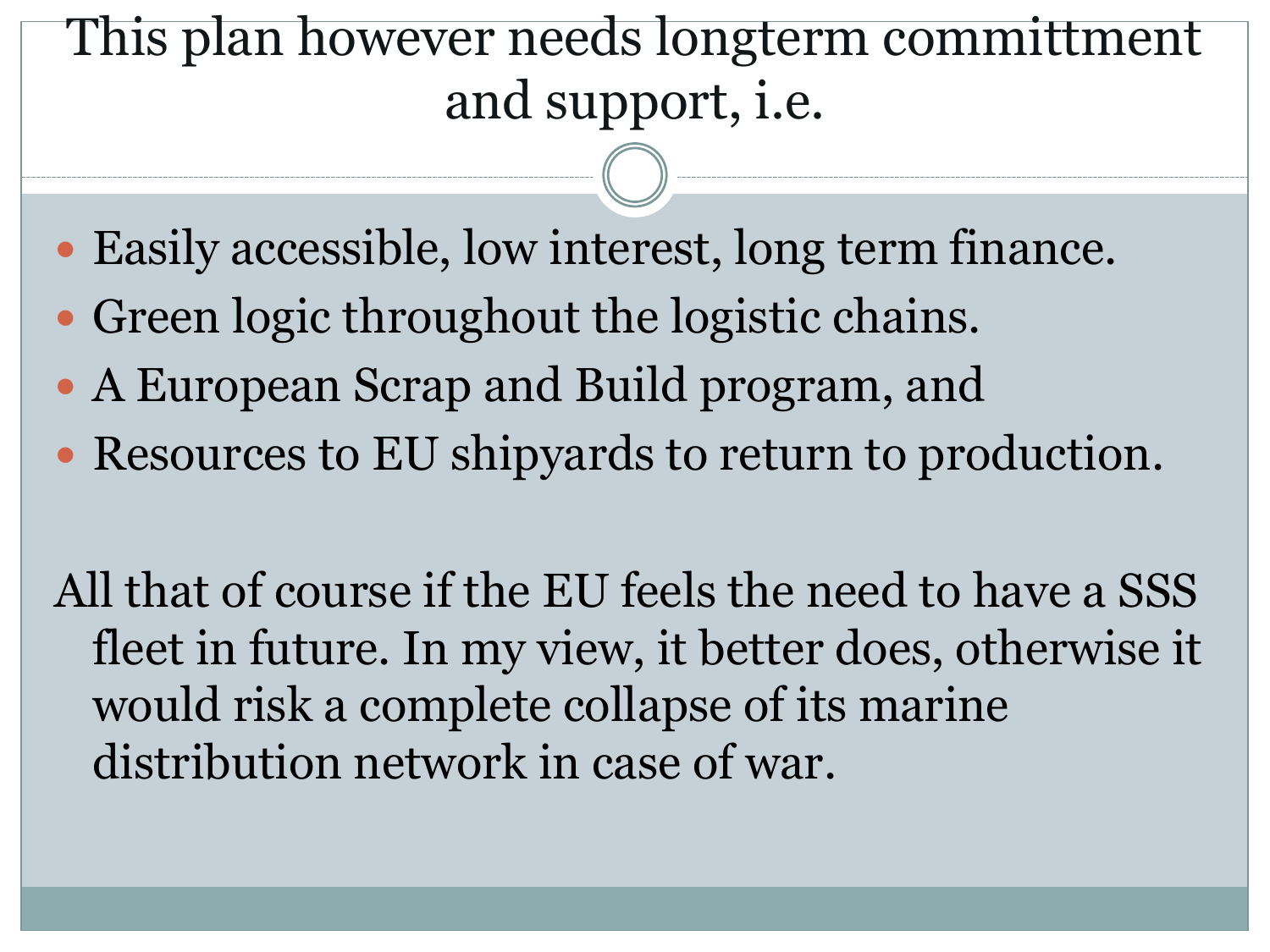# This plan however needs longterm committment and support, i.e.

- Easily accessible, low interest, long term finance.
- Green logic throughout the logistic chains.
- A European Scrap and Build program, and
- Resources to EU shipyards to return to production.

All that of course if the EU feels the need to have a SSS fleet in future. In my view, it better does, otherwise it would risk a complete collapse of its marine distribution network in case of war.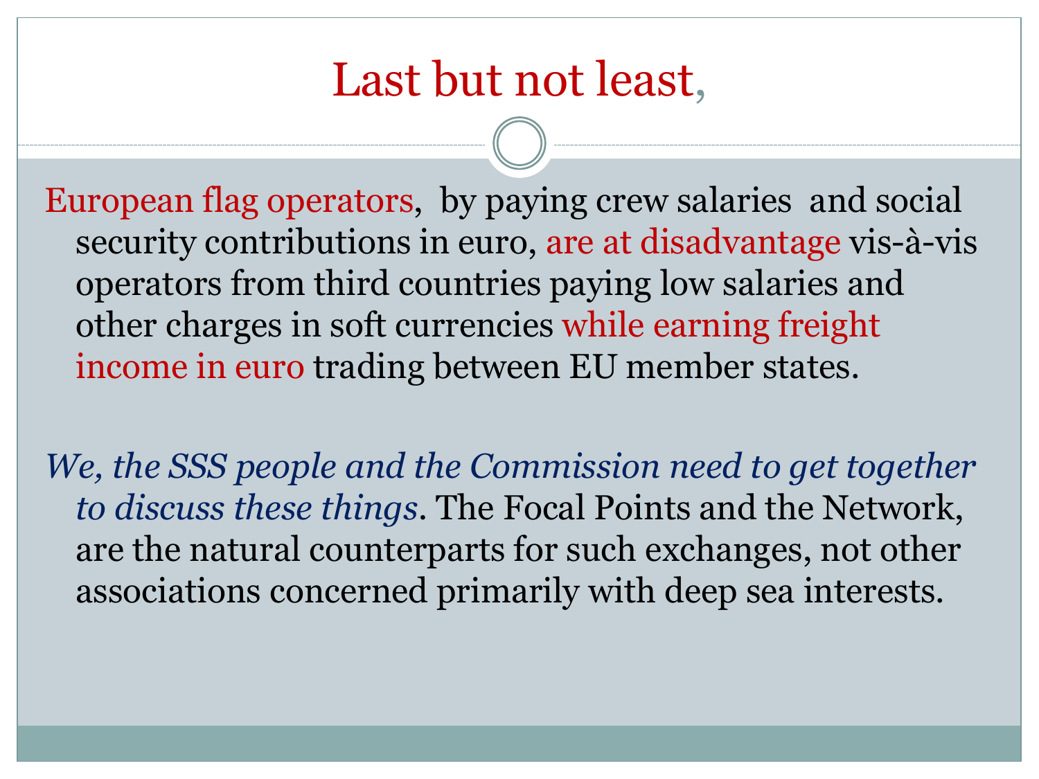# Last but not least,

European flag operators, by paying crew salaries and social security contributions in euro, are at disadvantage vis-à-vis operators from third countries paying low salaries and other charges in soft currencies while earning freight income in euro trading between EU member states.

*We, the SSS people and the Commission need to get together to discuss these things*. The Focal Points and the Network, are the natural counterparts for such exchanges, not other associations concerned primarily with deep sea interests.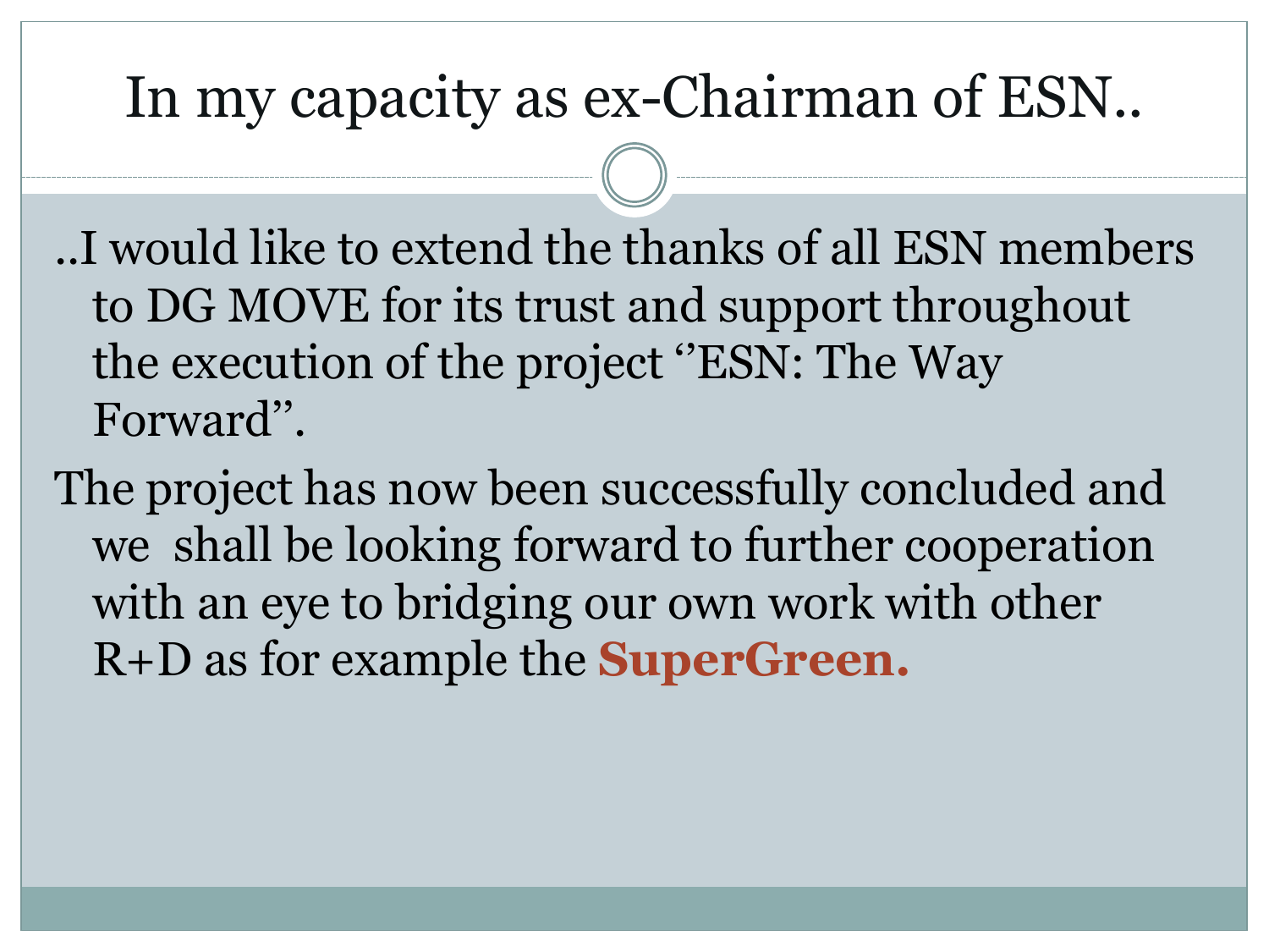# In my capacity as ex-Chairman of ESN..

..I would like to extend the thanks of all ESN members to DG MOVE for its trust and support throughout the execution of the project ''ESN: The Way Forward''.

The project has now been successfully concluded and we shall be looking forward to further cooperation with an eye to bridging our own work with other R+D as for example the **SuperGreen.**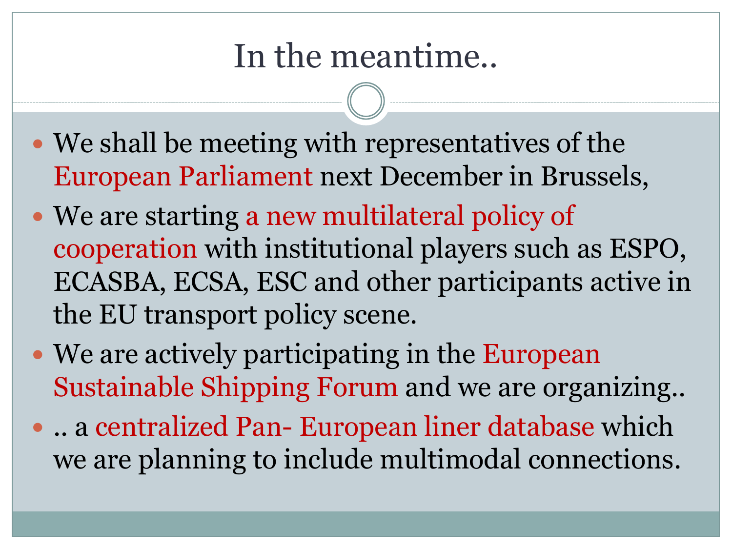# In the meantime..

- We shall be meeting with representatives of the European Parliament next December in Brussels,
- We are starting a new multilateral policy of cooperation with institutional players such as ESPO, ECASBA, ECSA, ESC and other participants active in the EU transport policy scene.
- We are actively participating in the European Sustainable Shipping Forum and we are organizing..
- .. a centralized Pan- European liner database which we are planning to include multimodal connections.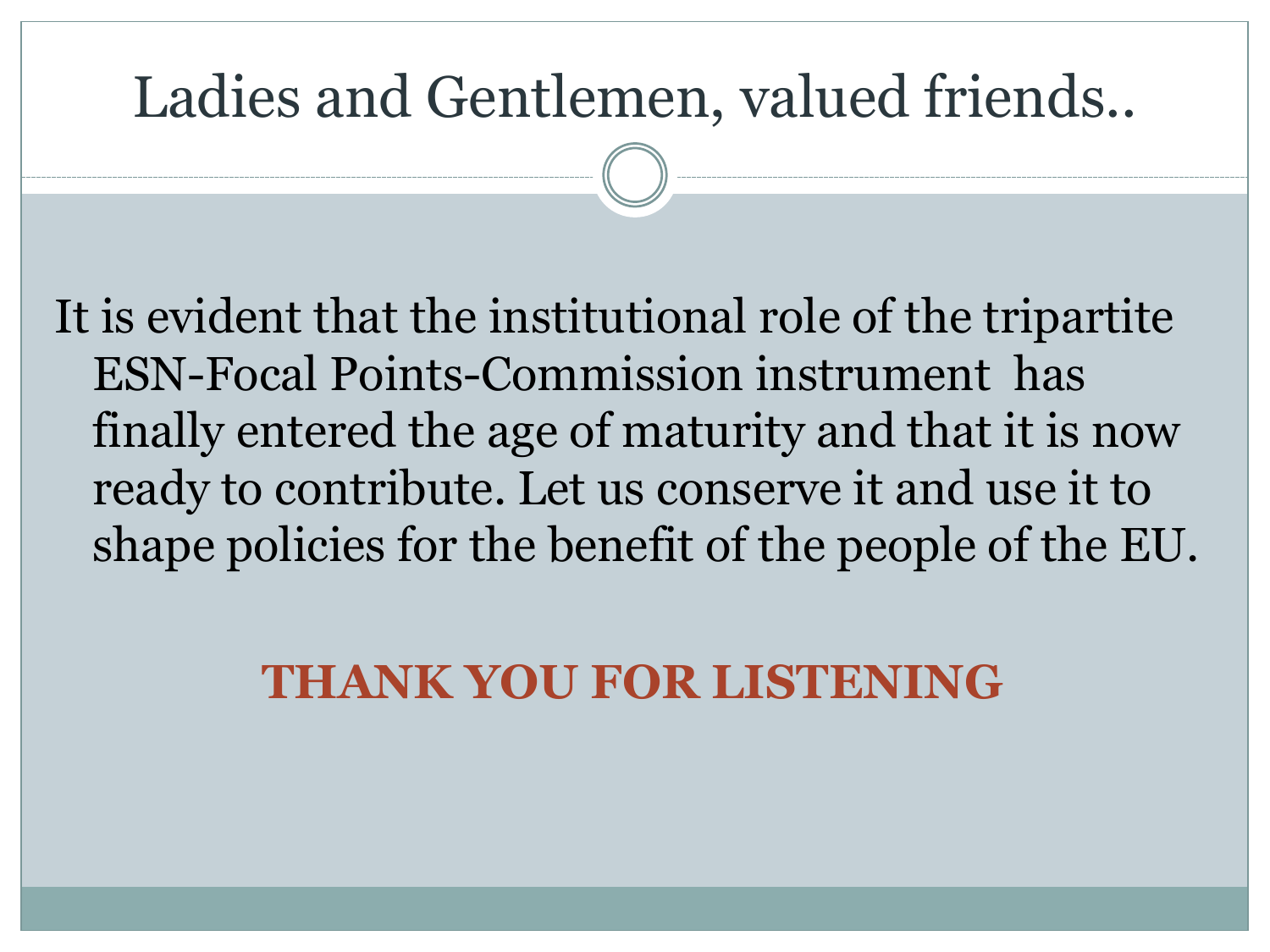# Ladies and Gentlemen, valued friends..

It is evident that the institutional role of the tripartite ESN-Focal Points-Commission instrument has finally entered the age of maturity and that it is now ready to contribute. Let us conserve it and use it to shape policies for the benefit of the people of the EU.

**THANK YOU FOR LISTENING**